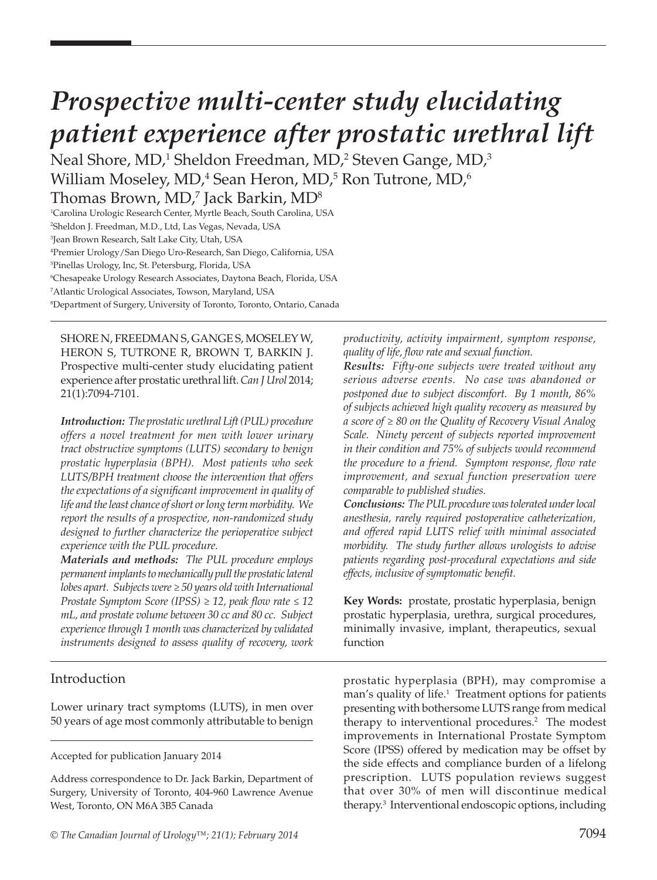# Prospective multi-center study elucidating patient experience after prostatic urethral lift

Neal Shore, MD,[1] Sheldon Freedman, MD,[2] Steven Gange, MD,[3] William Moseley, MD,[4] Sean Heron, MD,[5] Ron Tutrone, MD,[6] Thomas Brown, MD,[7] Jack Barkin, MD[8]

[1]Carolina Urologic Research Center, Myrtle Beach, South Carolina, USA
[2]Sheldon J. Freedman, M.D., Ltd, Las Vegas, Nevada, USA
[3]Jean Brown Research, Salt Lake City, Utah, USA
[4]Premier Urology/San Diego Uro-Research, San Diego, California, USA
[5]Pinellas Urology, Inc, St. Petersburg, Florida, USA
[6]Chesapeake Urology Research Associates, Daytona Beach, Florida, USA
[7]Atlantic Urological Associates, Towson, Maryland, USA
[8]Department of Surgery, University of Toronto, Toronto, Ontario, Canada

SHORE N, FREEDMAN S, GANGE S, MOSELEY W, HERON S, TUTRONE R, BROWN T, BARKIN J. Prospective multi-center study elucidating patient experience after prostatic urethral lift. *Can J Urol* 2014; 21(1):7094-7101.

***Introduction:*** *The prostatic urethral Lift (PUL) procedure offers a novel treatment for men with lower urinary tract obstructive symptoms (LUTS) secondary to benign prostatic hyperplasia (BPH). Most patients who seek LUTS/BPH treatment choose the intervention that offers the expectations of a significant improvement in quality of life and the least chance of short or long term morbidity. We report the results of a prospective, non-randomized study designed to further characterize the perioperative subject experience with the PUL procedure.*

***Materials and methods:*** *The PUL procedure employs permanent implants to mechanically pull the prostatic lateral lobes apart. Subjects were ≥ 50 years old with International Prostate Symptom Score (IPSS) ≥ 12, peak flow rate ≤ 12 mL, and prostate volume between 30 cc and 80 cc. Subject experience through 1 month was characterized by validated instruments designed to assess quality of recovery, work productivity, activity impairment, symptom response, quality of life, flow rate and sexual function.*

***Results:*** *Fifty-one subjects were treated without any serious adverse events. No case was abandoned or postponed due to subject discomfort. By 1 month, 86% of subjects achieved high quality recovery as measured by a score of ≥ 80 on the Quality of Recovery Visual Analog Scale. Ninety percent of subjects reported improvement in their condition and 75% of subjects would recommend the procedure to a friend. Symptom response, flow rate improvement, and sexual function preservation were comparable to published studies.*

***Conclusions:*** *The PUL procedure was tolerated under local anesthesia, rarely required postoperative catheterization, and offered rapid LUTS relief with minimal associated morbidity. The study further allows urologists to advise patients regarding post-procedural expectations and side effects, inclusive of symptomatic benefit.*

**Key Words:** prostate, prostatic hyperplasia, benign prostatic hyperplasia, urethra, surgical procedures, minimally invasive, implant, therapeutics, sexual function

Accepted for publication January 2014

Address correspondence to Dr. Jack Barkin, Department of Surgery, University of Toronto, 404-960 Lawrence Avenue West, Toronto, ON M6A 3B5 Canada

## Introduction

Lower urinary tract symptoms (LUTS), in men over 50 years of age most commonly attributable to benign prostatic hyperplasia (BPH), may compromise a man's quality of life.[1] Treatment options for patients presenting with bothersome LUTS range from medical therapy to interventional procedures.[2] The modest improvements in International Prostate Symptom Score (IPSS) offered by medication may be offset by the side effects and compliance burden of a lifelong prescription. LUTS population reviews suggest that over 30% of men will discontinue medical therapy.[3] Interventional endoscopic options, including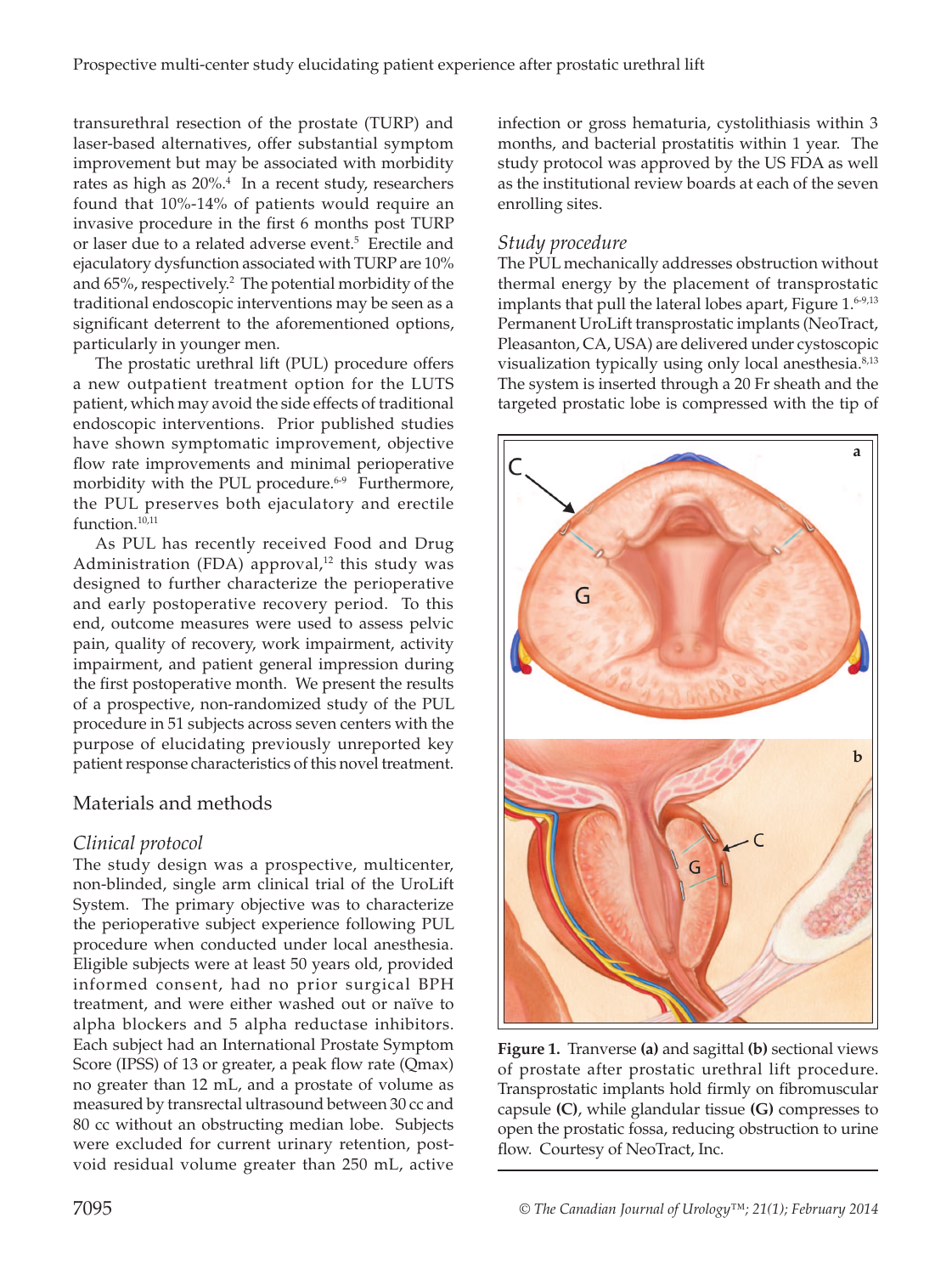transurethral resection of the prostate (TURP) and laser-based alternatives, offer substantial symptom improvement but may be associated with morbidity rates as high as 20%.[4] In a recent study, researchers found that 10%-14% of patients would require an invasive procedure in the first 6 months post TURP or laser due to a related adverse event.[5] Erectile and ejaculatory dysfunction associated with TURP are 10% and 65%, respectively.[2] The potential morbidity of the traditional endoscopic interventions may be seen as a significant deterrent to the aforementioned options, particularly in younger men.

The prostatic urethral lift (PUL) procedure offers a new outpatient treatment option for the LUTS patient, which may avoid the side effects of traditional endoscopic interventions. Prior published studies have shown symptomatic improvement, objective flow rate improvements and minimal perioperative morbidity with the PUL procedure.[6-9] Furthermore, the PUL preserves both ejaculatory and erectile function.[10,11]

As PUL has recently received Food and Drug Administration (FDA) approval,[12] this study was designed to further characterize the perioperative and early postoperative recovery period. To this end, outcome measures were used to assess pelvic pain, quality of recovery, work impairment, activity impairment, and patient general impression during the first postoperative month. We present the results of a prospective, non-randomized study of the PUL procedure in 51 subjects across seven centers with the purpose of elucidating previously unreported key patient response characteristics of this novel treatment.

## Materials and methods

### *Clinical protocol*

The study design was a prospective, multicenter, non-blinded, single arm clinical trial of the UroLift System. The primary objective was to characterize the perioperative subject experience following PUL procedure when conducted under local anesthesia. Eligible subjects were at least 50 years old, provided informed consent, had no prior surgical BPH treatment, and were either washed out or naïve to alpha blockers and 5 alpha reductase inhibitors. Each subject had an International Prostate Symptom Score (IPSS) of 13 or greater, a peak flow rate (Qmax) no greater than 12 mL, and a prostate of volume as measured by transrectal ultrasound between 30 cc and 80 cc without an obstructing median lobe. Subjects were excluded for current urinary retention, post-void residual volume greater than 250 mL, active infection or gross hematuria, cystolithiasis within 3 months, and bacterial prostatitis within 1 year. The study protocol was approved by the US FDA as well as the institutional review boards at each of the seven enrolling sites.

### *Study procedure*

The PUL mechanically addresses obstruction without thermal energy by the placement of transprostatic implants that pull the lateral lobes apart, Figure 1.[6-9,13] Permanent UroLift transprostatic implants (NeoTract, Pleasanton, CA, USA) are delivered under cystoscopic visualization typically using only local anesthesia.[8,13] The system is inserted through a 20 Fr sheath and the targeted prostatic lobe is compressed with the tip of

**Figure 1.** Tranverse **(a)** and sagittal **(b)** sectional views of prostate after prostatic urethral lift procedure. Transprostatic implants hold firmly on fibromuscular capsule **(C)**, while glandular tissue **(G)** compresses to open the prostatic fossa, reducing obstruction to urine flow. Courtesy of NeoTract, Inc.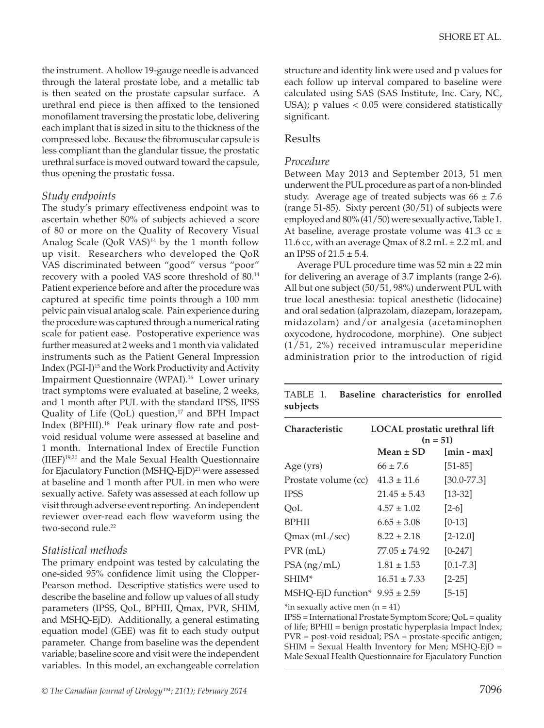the instrument. A hollow 19-gauge needle is advanced through the lateral prostate lobe, and a metallic tab is then seated on the prostate capsular surface. A urethral end piece is then affixed to the tensioned monofilament traversing the prostatic lobe, delivering each implant that is sized in situ to the thickness of the compressed lobe. Because the fibromuscular capsule is less compliant than the glandular tissue, the prostatic urethral surface is moved outward toward the capsule, thus opening the prostatic fossa.

### *Study endpoints*

The study's primary effectiveness endpoint was to ascertain whether 80% of subjects achieved a score of 80 or more on the Quality of Recovery Visual Analog Scale (QoR VAS)[14] by the 1 month follow up visit. Researchers who developed the QoR VAS discriminated between "good" versus "poor" recovery with a pooled VAS score threshold of 80.[14] Patient experience before and after the procedure was captured at specific time points through a 100 mm pelvic pain visual analog scale. Pain experience during the procedure was captured through a numerical rating scale for patient ease. Postoperative experience was further measured at 2 weeks and 1 month via validated instruments such as the Patient General Impression Index (PGI-I)[15] and the Work Productivity and Activity Impairment Questionnaire (WPAI).[16] Lower urinary tract symptoms were evaluated at baseline, 2 weeks, and 1 month after PUL with the standard IPSS, IPSS Quality of Life (QoL) question,[17] and BPH Impact Index (BPHII).[18] Peak urinary flow rate and post-void residual volume were assessed at baseline and 1 month. International Index of Erectile Function (IIEF)[19,20] and the Male Sexual Health Questionnaire for Ejaculatory Function (MSHQ-EjD)[21] were assessed at baseline and 1 month after PUL in men who were sexually active. Safety was assessed at each follow up visit through adverse event reporting. An independent reviewer over-read each flow waveform using the two-second rule.[22]

### *Statistical methods*

The primary endpoint was tested by calculating the one-sided 95% confidence limit using the Clopper-Pearson method. Descriptive statistics were used to describe the baseline and follow up values of all study parameters (IPSS, QoL, BPHII, Qmax, PVR, SHIM, and MSHQ-EjD). Additionally, a general estimating equation model (GEE) was fit to each study output parameter. Change from baseline was the dependent variable; baseline score and visit were the independent variables. In this model, an exchangeable correlation structure and identity link were used and p values for each follow up interval compared to baseline were calculated using SAS (SAS Institute, Inc. Cary, NC, USA); p values $< 0.05$ were considered statistically significant.

## Results

### *Procedure*

Between May 2013 and September 2013, 51 men underwent the PUL procedure as part of a non-blinded study. Average age of treated subjects was $66 \pm 7.6$ (range 51-85). Sixty percent (30/51) of subjects were employed and 80% (41/50) were sexually active, Table 1. At baseline, average prostate volume was 41.3 cc $\pm$ 11.6 cc, with an average Qmax of 8.2 mL $\pm$ 2.2 mL and an IPSS of $21.5 \pm 5.4$.

Average PUL procedure time was 52 min $\pm$ 22 min for delivering an average of 3.7 implants (range 2-6). All but one subject (50/51, 98%) underwent PUL with true local anesthesia: topical anesthetic (lidocaine) and oral sedation (alprazolam, diazepam, lorazepam, midazolam) and/or analgesia (acetaminophen oxycodone, hydrocodone, morphine). One subject (1/51, 2%) received intramuscular meperidine administration prior to the introduction of rigid

TABLE 1. **Baseline characteristics for enrolled subjects**

| Characteristic | LOCAL prostatic urethral lift (n = 51) | |
|---|---|---|
| | **Mean ± SD** | **[min - max]** |
| Age (yrs) | 66 ± 7.6 | [51-85] |
| Prostate volume (cc) | 41.3 ± 11.6 | [30.0-77.3] |
| IPSS | 21.45 ± 5.43 | [13-32] |
| QoL | 4.57 ± 1.02 | [2-6] |
| BPHII | 6.65 ± 3.08 | [0-13] |
| Qmax (mL/sec) | 8.22 ± 2.18 | [2-12.0] |
| PVR (mL) | 77.05 ± 74.92 | [0-247] |
| PSA (ng/mL) | 1.81 ± 1.53 | [0.1-7.3] |
| SHIM* | 16.51 ± 7.33 | [2-25] |
| MSHQ-EjD function* | 9.95 ± 2.59 | [5-15] |

*in sexually active men (n = 41)

IPSS = International Prostate Symptom Score; QoL = quality of life; BPHII = benign prostatic hyperplasia Impact Index; PVR = post-void residual; PSA = prostate-specific antigen; SHIM = Sexual Health Inventory for Men; MSHQ-EjD = Male Sexual Health Questionnaire for Ejaculatory Function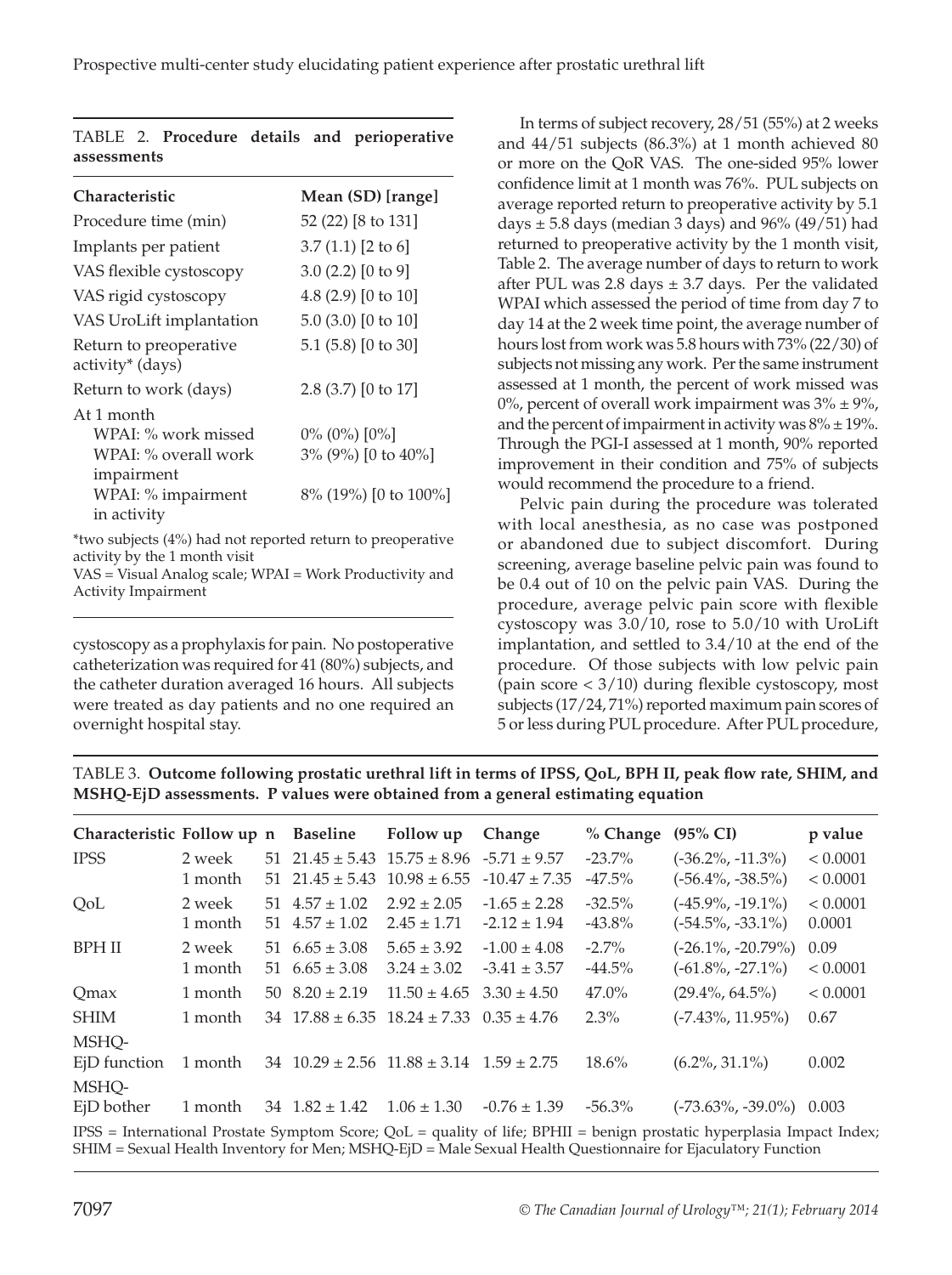TABLE 2. **Procedure details and perioperative assessments**

| Characteristic | Mean (SD) [range] |
|---|---|
| Procedure time (min) | 52 (22) [8 to 131] |
| Implants per patient | 3.7 (1.1) [2 to 6] |
| VAS flexible cystoscopy | 3.0 (2.2) [0 to 9] |
| VAS rigid cystoscopy | 4.8 (2.9) [0 to 10] |
| VAS UroLift implantation | 5.0 (3.0) [0 to 10] |
| Return to preoperative activity* (days) | 5.1 (5.8) [0 to 30] |
| Return to work (days) | 2.8 (3.7) [0 to 17] |
| At 1 month | |
| WPAI: % work missed | 0% (0%) [0%] |
| WPAI: % overall work impairment | 3% (9%) [0 to 40%] |
| WPAI: % impairment in activity | 8% (19%) [0 to 100%] |

*two subjects (4%) had not reported return to preoperative activity by the 1 month visit
VAS = Visual Analog scale; WPAI = Work Productivity and Activity Impairment

cystoscopy as a prophylaxis for pain. No postoperative catheterization was required for 41 (80%) subjects, and the catheter duration averaged 16 hours. All subjects were treated as day patients and no one required an overnight hospital stay.

In terms of subject recovery, 28/51 (55%) at 2 weeks and 44/51 subjects (86.3%) at 1 month achieved 80 or more on the QoR VAS. The one-sided 95% lower confidence limit at 1 month was 76%. PUL subjects on average reported return to preoperative activity by 5.1 days ± 5.8 days (median 3 days) and 96% (49/51) had returned to preoperative activity by the 1 month visit, Table 2. The average number of days to return to work after PUL was 2.8 days ± 3.7 days. Per the validated WPAI which assessed the period of time from day 7 to day 14 at the 2 week time point, the average number of hours lost from work was 5.8 hours with 73% (22/30) of subjects not missing any work. Per the same instrument assessed at 1 month, the percent of work missed was 0%, percent of overall work impairment was 3% ± 9%, and the percent of impairment in activity was 8% ± 19%. Through the PGI-I assessed at 1 month, 90% reported improvement in their condition and 75% of subjects would recommend the procedure to a friend.

Pelvic pain during the procedure was tolerated with local anesthesia, as no case was postponed or abandoned due to subject discomfort. During screening, average baseline pelvic pain was found to be 0.4 out of 10 on the pelvic pain VAS. During the procedure, average pelvic pain score with flexible cystoscopy was 3.0/10, rose to 5.0/10 with UroLift implantation, and settled to 3.4/10 at the end of the procedure. Of those subjects with low pelvic pain (pain score < 3/10) during flexible cystoscopy, most subjects (17/24, 71%) reported maximum pain scores of 5 or less during PUL procedure. After PUL procedure,

TABLE 3. **Outcome following prostatic urethral lift in terms of IPSS, QoL, BPH II, peak flow rate, SHIM, and MSHQ-EjD assessments. P values were obtained from a general estimating equation**

| Characteristic | Follow up | n | Baseline | Follow up | Change | % Change | (95% CI) | p value |
|---|---|---|---|---|---|---|---|---|
| IPSS | 2 week | 51 | 21.45 ± 5.43 | 15.75 ± 8.96 | -5.71 ± 9.57 | -23.7% | (-36.2%, -11.3%) | < 0.0001 |
| | 1 month | 51 | 21.45 ± 5.43 | 10.98 ± 6.55 | -10.47 ± 7.35 | -47.5% | (-56.4%, -38.5%) | < 0.0001 |
| QoL | 2 week | 51 | 4.57 ± 1.02 | 2.92 ± 2.05 | -1.65 ± 2.28 | -32.5% | (-45.9%, -19.1%) | < 0.0001 |
| | 1 month | 51 | 4.57 ± 1.02 | 2.45 ± 1.71 | -2.12 ± 1.94 | -43.8% | (-54.5%, -33.1%) | 0.0001 |
| BPH II | 2 week | 51 | 6.65 ± 3.08 | 5.65 ± 3.92 | -1.00 ± 4.08 | -2.7% | (-26.1%, -20.79%) | 0.09 |
| | 1 month | 51 | 6.65 ± 3.08 | 3.24 ± 3.02 | -3.41 ± 3.57 | -44.5% | (-61.8%, -27.1%) | < 0.0001 |
| Qmax | 1 month | 50 | 8.20 ± 2.19 | 11.50 ± 4.65 | 3.30 ± 4.50 | 47.0% | (29.4%, 64.5%) | < 0.0001 |
| SHIM | 1 month | 34 | 17.88 ± 6.35 | 18.24 ± 7.33 | 0.35 ± 4.76 | 2.3% | (-7.43%, 11.95%) | 0.67 |
| MSHQ-EjD function | 1 month | 34 | 10.29 ± 2.56 | 11.88 ± 3.14 | 1.59 ± 2.75 | 18.6% | (6.2%, 31.1%) | 0.002 |
| MSHQ-EjD bother | 1 month | 34 | 1.82 ± 1.42 | 1.06 ± 1.30 | -0.76 ± 1.39 | -56.3% | (-73.63%, -39.0%) | 0.003 |

IPSS = International Prostate Symptom Score; QoL = quality of life; BPHII = benign prostatic hyperplasia Impact Index; SHIM = Sexual Health Inventory for Men; MSHQ-EjD = Male Sexual Health Questionnaire for Ejaculatory Function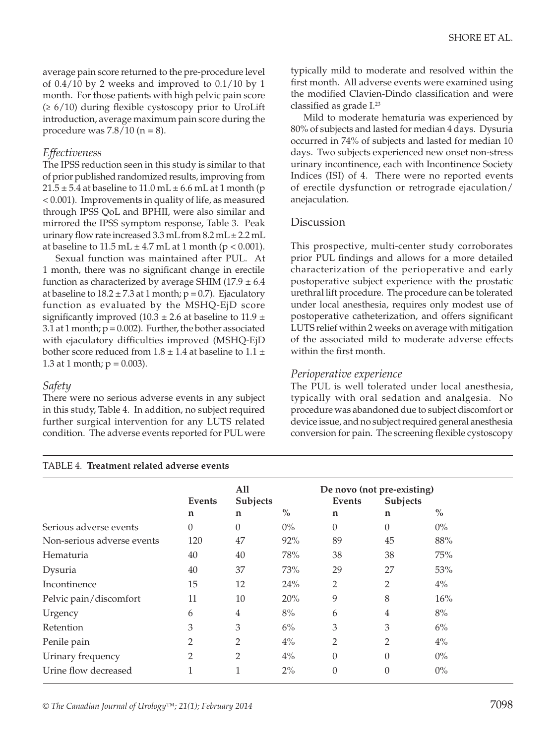average pain score returned to the pre-procedure level of 0.4/10 by 2 weeks and improved to 0.1/10 by 1 month. For those patients with high pelvic pain score (≥ 6/10) during flexible cystoscopy prior to UroLift introduction, average maximum pain score during the procedure was 7.8/10 (n = 8).

### *Effectiveness*

The IPSS reduction seen in this study is similar to that of prior published randomized results, improving from 21.5 ± 5.4 at baseline to 11.0 mL ± 6.6 mL at 1 month ($p < 0.001$). Improvements in quality of life, as measured through IPSS QoL and BPHII, were also similar and mirrored the IPSS symptom response, Table 3. Peak urinary flow rate increased 3.3 mL from 8.2 mL ± 2.2 mL at baseline to 11.5 mL ± 4.7 mL at 1 month ($p < 0.001$).

Sexual function was maintained after PUL. At 1 month, there was no significant change in erectile function as characterized by average SHIM (17.9 ± 6.4 at baseline to 18.2 ± 7.3 at 1 month; $p = 0.7$). Ejaculatory function as evaluated by the MSHQ-EjD score significantly improved (10.3 ± 2.6 at baseline to 11.9 ± 3.1 at 1 month; $p = 0.002$). Further, the bother associated with ejaculatory difficulties improved (MSHQ-EjD bother score reduced from 1.8 ± 1.4 at baseline to 1.1 ± 1.3 at 1 month; $p = 0.003$).

### *Safety*

There were no serious adverse events in any subject in this study, Table 4. In addition, no subject required further surgical intervention for any LUTS related condition. The adverse events reported for PUL were typically mild to moderate and resolved within the first month. All adverse events were examined using the modified Clavien-Dindo classification and were classified as grade I.[23]

Mild to moderate hematuria was experienced by 80% of subjects and lasted for median 4 days. Dysuria occurred in 74% of subjects and lasted for median 10 days. Two subjects experienced new onset non-stress urinary incontinence, each with Incontinence Society Indices (ISI) of 4. There were no reported events of erectile dysfunction or retrograde ejaculation/anejaculation.

## Discussion

This prospective, multi-center study corroborates prior PUL findings and allows for a more detailed characterization of the perioperative and early postoperative subject experience with the prostatic urethral lift procedure. The procedure can be tolerated under local anesthesia, requires only modest use of postoperative catheterization, and offers significant LUTS relief within 2 weeks on average with mitigation of the associated mild to moderate adverse effects within the first month.

### *Perioperative experience*

The PUL is well tolerated under local anesthesia, typically with oral sedation and analgesia. No procedure was abandoned due to subject discomfort or device issue, and no subject required general anesthesia conversion for pain. The screening flexible cystoscopy

TABLE 4. **Treatment related adverse events**

| | All | | | De novo (not pre-existing) | | |
|---|---|---|---|---|---|---|
| | Events | Subjects | | Events | Subjects | |
| | n | n | % | n | n | % |
| Serious adverse events | 0 | 0 | 0% | 0 | 0 | 0% |
| Non-serious adverse events | 120 | 47 | 92% | 89 | 45 | 88% |
| Hematuria | 40 | 40 | 78% | 38 | 38 | 75% |
| Dysuria | 40 | 37 | 73% | 29 | 27 | 53% |
| Incontinence | 15 | 12 | 24% | 2 | 2 | 4% |
| Pelvic pain/discomfort | 11 | 10 | 20% | 9 | 8 | 16% |
| Urgency | 6 | 4 | 8% | 6 | 4 | 8% |
| Retention | 3 | 3 | 6% | 3 | 3 | 6% |
| Penile pain | 2 | 2 | 4% | 2 | 2 | 4% |
| Urinary frequency | 2 | 2 | 4% | 0 | 0 | 0% |
| Urine flow decreased | 1 | 1 | 2% | 0 | 0 | 0% |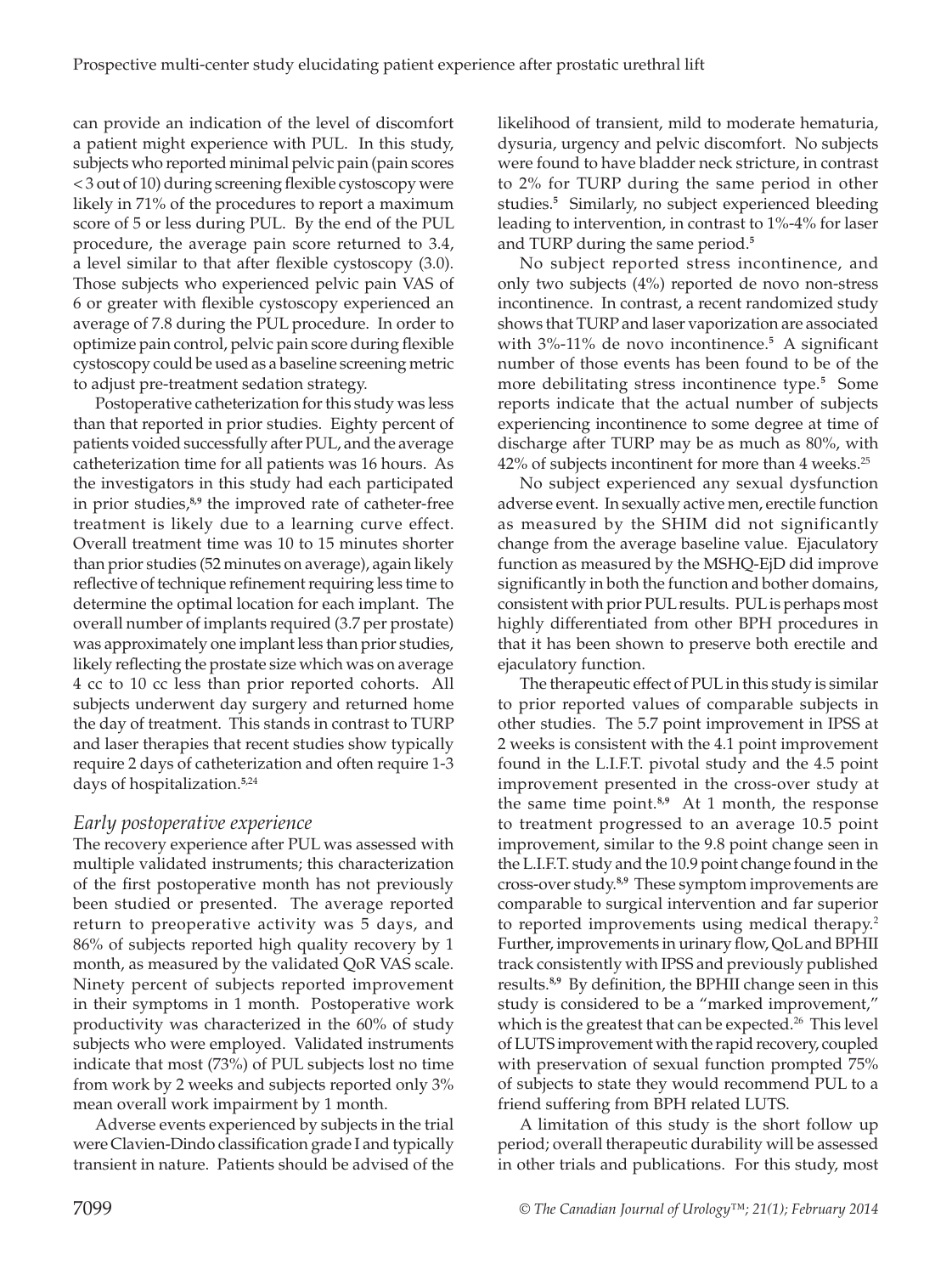can provide an indication of the level of discomfort a patient might experience with PUL. In this study, subjects who reported minimal pelvic pain (pain scores < 3 out of 10) during screening flexible cystoscopy were likely in 71% of the procedures to report a maximum score of 5 or less during PUL. By the end of the PUL procedure, the average pain score returned to 3.4, a level similar to that after flexible cystoscopy (3.0). Those subjects who experienced pelvic pain VAS of 6 or greater with flexible cystoscopy experienced an average of 7.8 during the PUL procedure. In order to optimize pain control, pelvic pain score during flexible cystoscopy could be used as a baseline screening metric to adjust pre-treatment sedation strategy.

Postoperative catheterization for this study was less than that reported in prior studies. Eighty percent of patients voided successfully after PUL, and the average catheterization time for all patients was 16 hours. As the investigators in this study had each participated in prior studies,[8,9] the improved rate of catheter-free treatment is likely due to a learning curve effect. Overall treatment time was 10 to 15 minutes shorter than prior studies (52 minutes on average), again likely reflective of technique refinement requiring less time to determine the optimal location for each implant. The overall number of implants required (3.7 per prostate) was approximately one implant less than prior studies, likely reflecting the prostate size which was on average 4 cc to 10 cc less than prior reported cohorts. All subjects underwent day surgery and returned home the day of treatment. This stands in contrast to TURP and laser therapies that recent studies show typically require 2 days of catheterization and often require 1-3 days of hospitalization.[5,24]

### *Early postoperative experience*

The recovery experience after PUL was assessed with multiple validated instruments; this characterization of the first postoperative month has not previously been studied or presented. The average reported return to preoperative activity was 5 days, and 86% of subjects reported high quality recovery by 1 month, as measured by the validated QoR VAS scale. Ninety percent of subjects reported improvement in their symptoms in 1 month. Postoperative work productivity was characterized in the 60% of study subjects who were employed. Validated instruments indicate that most (73%) of PUL subjects lost no time from work by 2 weeks and subjects reported only 3% mean overall work impairment by 1 month.

Adverse events experienced by subjects in the trial were Clavien-Dindo classification grade I and typically transient in nature. Patients should be advised of the likelihood of transient, mild to moderate hematuria, dysuria, urgency and pelvic discomfort. No subjects were found to have bladder neck stricture, in contrast to 2% for TURP during the same period in other studies.[5] Similarly, no subject experienced bleeding leading to intervention, in contrast to 1%-4% for laser and TURP during the same period.[5]

No subject reported stress incontinence, and only two subjects (4%) reported de novo non-stress incontinence. In contrast, a recent randomized study shows that TURP and laser vaporization are associated with 3%-11% de novo incontinence.[5] A significant number of those events has been found to be of the more debilitating stress incontinence type.[5] Some reports indicate that the actual number of subjects experiencing incontinence to some degree at time of discharge after TURP may be as much as 80%, with 42% of subjects incontinent for more than 4 weeks.[25]

No subject experienced any sexual dysfunction adverse event. In sexually active men, erectile function as measured by the SHIM did not significantly change from the average baseline value. Ejaculatory function as measured by the MSHQ-EjD did improve significantly in both the function and bother domains, consistent with prior PUL results. PUL is perhaps most highly differentiated from other BPH procedures in that it has been shown to preserve both erectile and ejaculatory function.

The therapeutic effect of PUL in this study is similar to prior reported values of comparable subjects in other studies. The 5.7 point improvement in IPSS at 2 weeks is consistent with the 4.1 point improvement found in the L.I.F.T. pivotal study and the 4.5 point improvement presented in the cross-over study at the same time point.[8,9] At 1 month, the response to treatment progressed to an average 10.5 point improvement, similar to the 9.8 point change seen in the L.I.F.T. study and the 10.9 point change found in the cross-over study.[8,9] These symptom improvements are comparable to surgical intervention and far superior to reported improvements using medical therapy.[2] Further, improvements in urinary flow, QoL and BPHII track consistently with IPSS and previously published results.[8,9] By definition, the BPHII change seen in this study is considered to be a "marked improvement," which is the greatest that can be expected.[26] This level of LUTS improvement with the rapid recovery, coupled with preservation of sexual function prompted 75% of subjects to state they would recommend PUL to a friend suffering from BPH related LUTS.

A limitation of this study is the short follow up period; overall therapeutic durability will be assessed in other trials and publications. For this study, most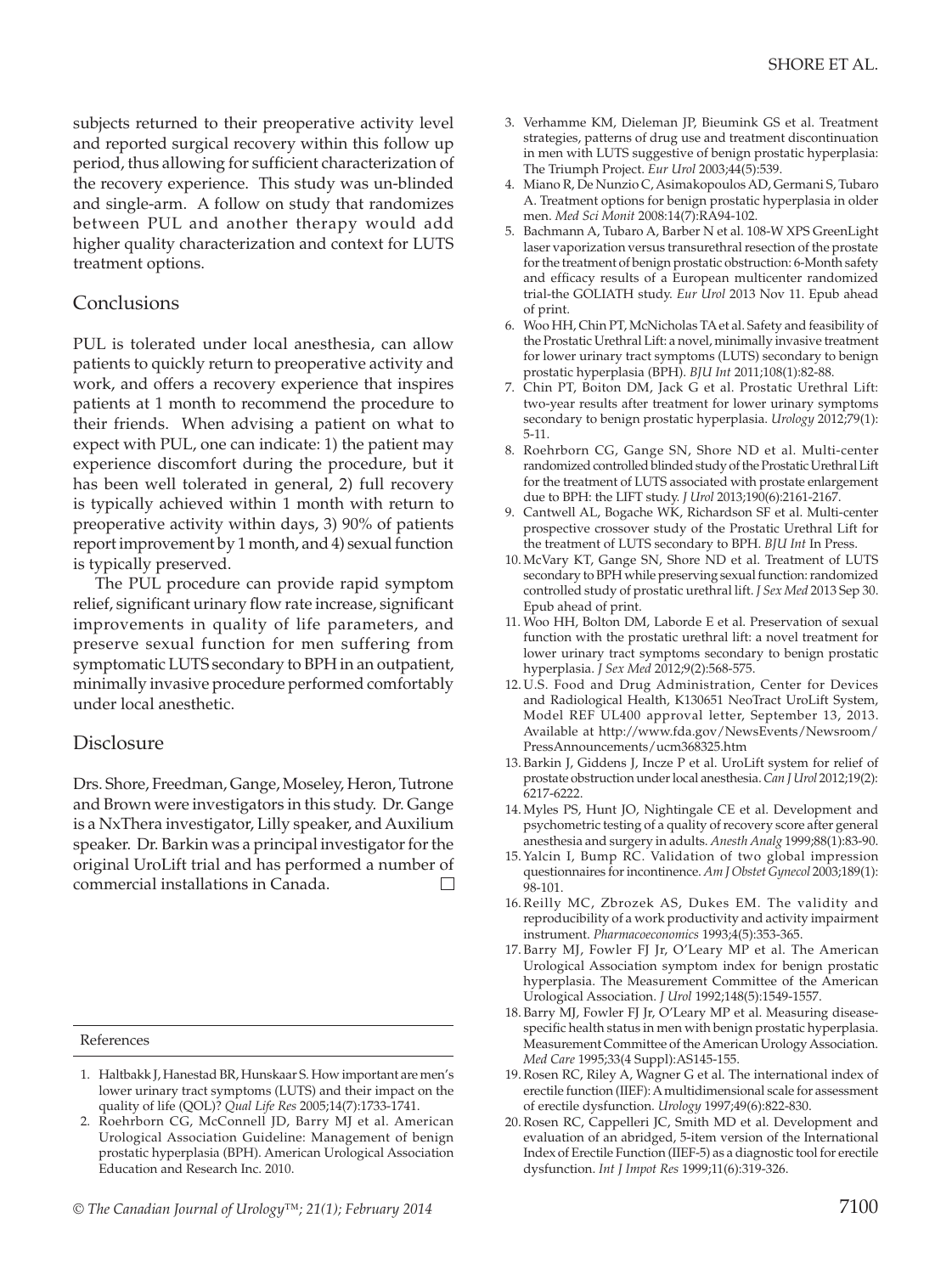subjects returned to their preoperative activity level and reported surgical recovery within this follow up period, thus allowing for sufficient characterization of the recovery experience. This study was un-blinded and single-arm. A follow on study that randomizes between PUL and another therapy would add higher quality characterization and context for LUTS treatment options.

## Conclusions

PUL is tolerated under local anesthesia, can allow patients to quickly return to preoperative activity and work, and offers a recovery experience that inspires patients at 1 month to recommend the procedure to their friends. When advising a patient on what to expect with PUL, one can indicate: 1) the patient may experience discomfort during the procedure, but it has been well tolerated in general, 2) full recovery is typically achieved within 1 month with return to preoperative activity within days, 3) 90% of patients report improvement by 1 month, and 4) sexual function is typically preserved.

The PUL procedure can provide rapid symptom relief, significant urinary flow rate increase, significant improvements in quality of life parameters, and preserve sexual function for men suffering from symptomatic LUTS secondary to BPH in an outpatient, minimally invasive procedure performed comfortably under local anesthetic.

## Disclosure

Drs. Shore, Freedman, Gange, Moseley, Heron, Tutrone and Brown were investigators in this study. Dr. Gange is a NxThera investigator, Lilly speaker, and Auxilium speaker. Dr. Barkin was a principal investigator for the original UroLift trial and has performed a number of commercial installations in Canada. □

## References

1. Haltbakk J, Hanestad BR, Hunskaar S. How important are men's lower urinary tract symptoms (LUTS) and their impact on the quality of life (QOL)? *Qual Life Res* 2005;14(7):1733-1741.
2. Roehrborn CG, McConnell JD, Barry MJ et al. American Urological Association Guideline: Management of benign prostatic hyperplasia (BPH). American Urological Association Education and Research Inc. 2010.
3. Verhamme KM, Dieleman JP, Bieumink GS et al. Treatment strategies, patterns of drug use and treatment discontinuation in men with LUTS suggestive of benign prostatic hyperplasia: The Triumph Project. *Eur Urol* 2003;44(5):539.
4. Miano R, De Nunzio C, Asimakopoulos AD, Germani S, Tubaro A. Treatment options for benign prostatic hyperplasia in older men. *Med Sci Monit* 2008:14(7):RA94-102.
5. Bachmann A, Tubaro A, Barber N et al. 108-W XPS GreenLight laser vaporization versus transurethral resection of the prostate for the treatment of benign prostatic obstruction: 6-Month safety and efficacy results of a European multicenter randomized trial-the GOLIATH study. *Eur Urol* 2013 Nov 11. Epub ahead of print.
6. Woo HH, Chin PT, McNicholas TA et al. Safety and feasibility of the Prostatic Urethral Lift: a novel, minimally invasive treatment for lower urinary tract symptoms (LUTS) secondary to benign prostatic hyperplasia (BPH). *BJU Int* 2011;108(1):82-88.
7. Chin PT, Boiton DM, Jack G et al. Prostatic Urethral Lift: two-year results after treatment for lower urinary symptoms secondary to benign prostatic hyperplasia. *Urology* 2012;79(1): 5-11.
8. Roehrborn CG, Gange SN, Shore ND et al. Multi-center randomized controlled blinded study of the Prostatic Urethral Lift for the treatment of LUTS associated with prostate enlargement due to BPH: the LIFT study. *J Urol* 2013;190(6):2161-2167.
9. Cantwell AL, Bogache WK, Richardson SF et al. Multi-center prospective crossover study of the Prostatic Urethral Lift for the treatment of LUTS secondary to BPH. *BJU Int* In Press.
10. McVary KT, Gange SN, Shore ND et al. Treatment of LUTS secondary to BPH while preserving sexual function: randomized controlled study of prostatic urethral lift. *J Sex Med* 2013 Sep 30. Epub ahead of print.
11. Woo HH, Bolton DM, Laborde E et al. Preservation of sexual function with the prostatic urethral lift: a novel treatment for lower urinary tract symptoms secondary to benign prostatic hyperplasia. *J Sex Med* 2012;9(2):568-575.
12. U.S. Food and Drug Administration, Center for Devices and Radiological Health, K130651 NeoTract UroLift System, Model REF UL400 approval letter, September 13, 2013. Available at http://www.fda.gov/NewsEvents/Newsroom/PressAnnouncements/ucm368325.htm
13. Barkin J, Giddens J, Incze P et al. UroLift system for relief of prostate obstruction under local anesthesia. *Can J Urol* 2012;19(2): 6217-6222.
14. Myles PS, Hunt JO, Nightingale CE et al. Development and psychometric testing of a quality of recovery score after general anesthesia and surgery in adults. *Anesth Analg* 1999;88(1):83-90.
15. Yalcin I, Bump RC. Validation of two global impression questionnaires for incontinence. *Am J Obstet Gynecol* 2003;189(1): 98-101.
16. Reilly MC, Zbrozek AS, Dukes EM. The validity and reproducibility of a work productivity and activity impairment instrument. *Pharmacoeconomics* 1993;4(5):353-365.
17. Barry MJ, Fowler FJ Jr, O'Leary MP et al. The American Urological Association symptom index for benign prostatic hyperplasia. The Measurement Committee of the American Urological Association. *J Urol* 1992;148(5):1549-1557.
18. Barry MJ, Fowler FJ Jr, O'Leary MP et al. Measuring disease-specific health status in men with benign prostatic hyperplasia. Measurement Committee of the American Urology Association. *Med Care* 1995;33(4 Suppl):AS145-155.
19. Rosen RC, Riley A, Wagner G et al. The international index of erectile function (IIEF): A multidimensional scale for assessment of erectile dysfunction. *Urology* 1997;49(6):822-830.
20. Rosen RC, Cappelleri JC, Smith MD et al. Development and evaluation of an abridged, 5-item version of the International Index of Erectile Function (IIEF-5) as a diagnostic tool for erectile dysfunction. *Int J Impot Res* 1999;11(6):319-326.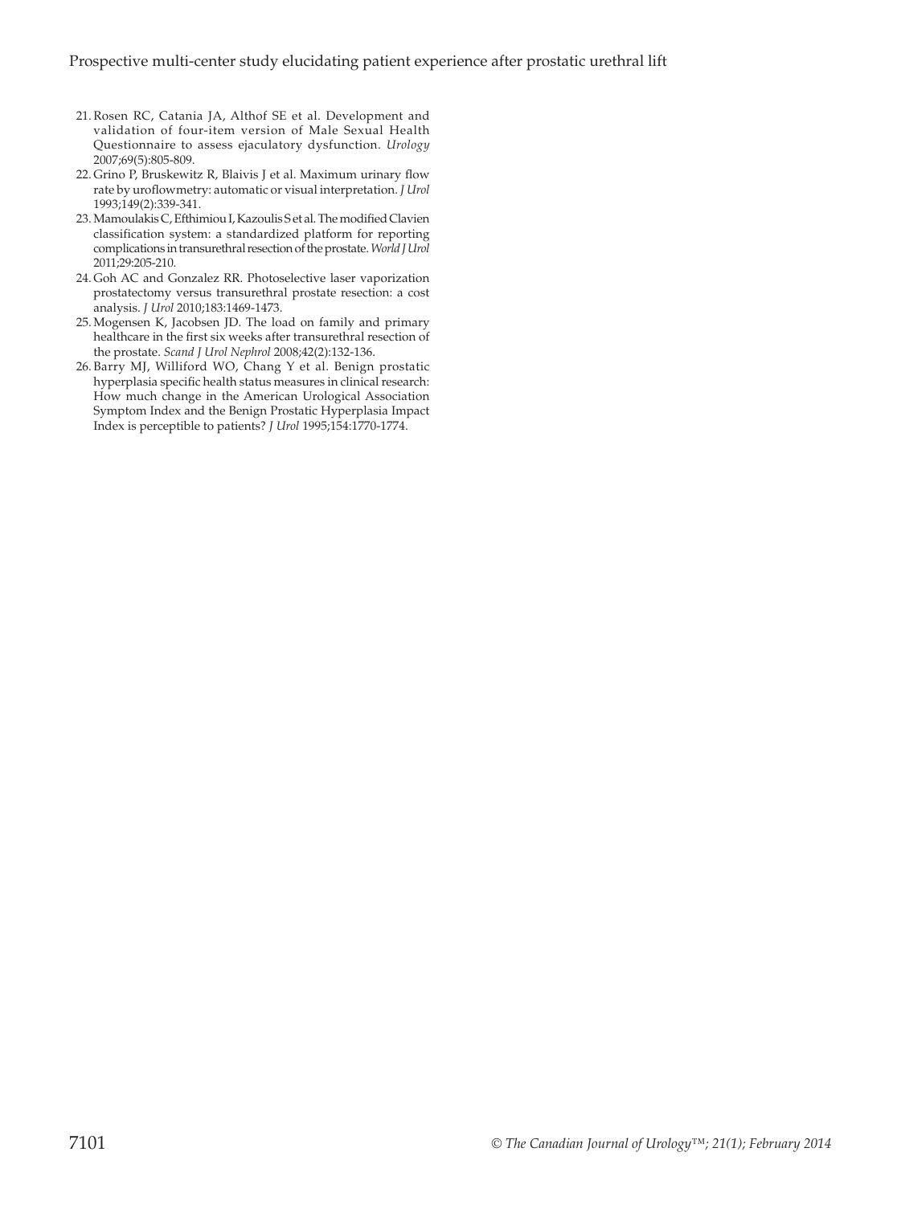21. Rosen RC, Catania JA, Althof SE et al. Development and validation of four-item version of Male Sexual Health Questionnaire to assess ejaculatory dysfunction. *Urology* 2007;69(5):805-809.
22. Grino P, Bruskewitz R, Blaivis J et al. Maximum urinary flow rate by uroflowmetry: automatic or visual interpretation. *J Urol* 1993;149(2):339-341.
23. Mamoulakis C, Efthimiou I, Kazoulis S et al. The modified Clavien classification system: a standardized platform for reporting complications in transurethral resection of the prostate. *World J Urol* 2011;29:205-210.
24. Goh AC and Gonzalez RR. Photoselective laser vaporization prostatectomy versus transurethral prostate resection: a cost analysis. *J Urol* 2010;183:1469-1473.
25. Mogensen K, Jacobsen JD. The load on family and primary healthcare in the first six weeks after transurethral resection of the prostate. *Scand J Urol Nephrol* 2008;42(2):132-136.
26. Barry MJ, Williford WO, Chang Y et al. Benign prostatic hyperplasia specific health status measures in clinical research: How much change in the American Urological Association Symptom Index and the Benign Prostatic Hyperplasia Impact Index is perceptible to patients? *J Urol* 1995;154:1770-1774.